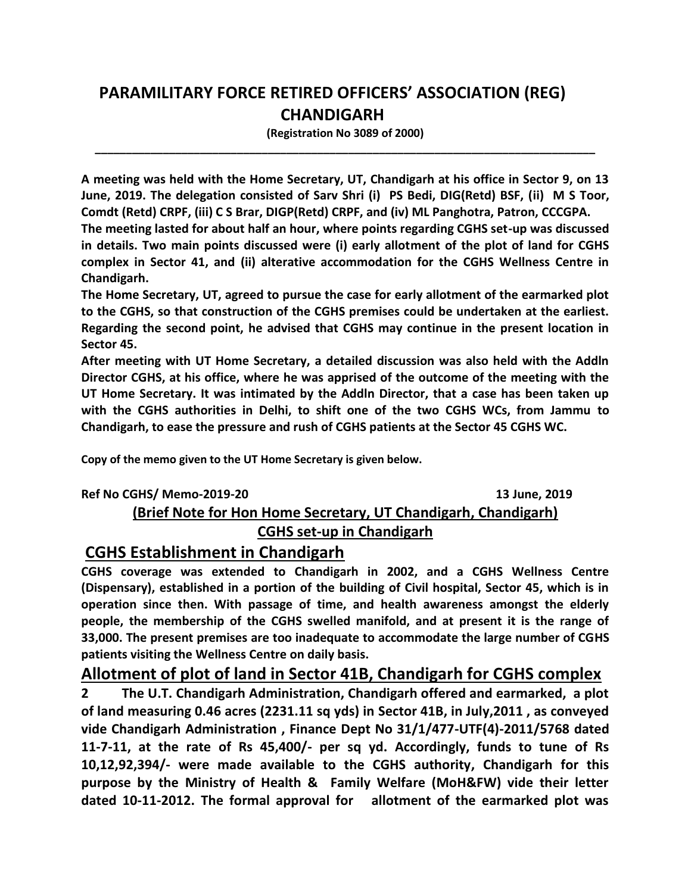# PARAMILITARY FORCE RETIRED OFFICERS' ASSOCIATION (REG) CHANDIGARH

**(Registration No 3089 of 2000)**

---

**A meeting was held with the Home Secretary, UT, Chandigarh at his office in Sector 9, on 13 June, 2019. The delegation consisted of Sarv Shri (i) PS Bedi, DIG(Retd) BSF, (ii) M S Toor, Comdt (Retd) CRPF, (iii) C S Brar, DIGP(Retd) CRPF, and (iv) ML Panghotra, Patron, CCCGPA.**

**The meeting lasted for about half an hour, where points regarding CGHS set-up was discussed in details. Two main points discussed were (i) early allotment of the plot of land for CGHS complex in Sector 41, and (ii) alterative accommodation for the CGHS Wellness Centre in Chandigarh.**

**The Home Secretary, UT, agreed to pursue the case for early allotment of the earmarked plot to the CGHS, so that construction of the CGHS premises could be undertaken at the earliest. Regarding the second point, he advised that CGHS may continue in the present location in Sector 45.**

**After meeting with UT Home Secretary, a detailed discussion was also held with the Addln Director CGHS, at his office, where he was apprised of the outcome of the meeting with the UT Home Secretary. It was intimated by the Addln Director, that a case has been taken up with the CGHS authorities in Delhi, to shift one of the two CGHS WCs, from Jammu to Chandigarh, to ease the pressure and rush of CGHS patients at the Sector 45 CGHS WC.**

**Copy of the memo given to the UT Home Secretary is given below.**

**Ref No CGHS/ Memo-2019-20** **13 June, 2019**

**<u>(Brief Note for Hon Home Secretary, UT Chandigarh, Chandigarh)</u>**

**<u>CGHS set-up in Chandigarh</u>**

## CGHS Establishment in Chandigarh

**CGHS coverage was extended to Chandigarh in 2002, and a CGHS Wellness Centre (Dispensary), established in a portion of the building of Civil hospital, Sector 45, which is in operation since then. With passage of time, and health awareness amongst the elderly people, the membership of the CGHS swelled manifold, and at present it is the range of 33,000. The present premises are too inadequate to accommodate the large number of CGHS patients visiting the Wellness Centre on daily basis.**

## Allotment of plot of land in Sector 41B, Chandigarh for CGHS complex

**2 The U.T. Chandigarh Administration, Chandigarh offered and earmarked, a plot of land measuring 0.46 acres (2231.11 sq yds) in Sector 41B, in July,2011 , as conveyed vide Chandigarh Administration , Finance Dept No 31/1/477-UTF(4)-2011/5768 dated 11-7-11, at the rate of Rs 45,400/- per sq yd. Accordingly, funds to tune of Rs 10,12,92,394/- were made available to the CGHS authority, Chandigarh for this purpose by the Ministry of Health & Family Welfare (MoH&FW) vide their letter dated 10-11-2012. The formal approval for allotment of the earmarked plot was**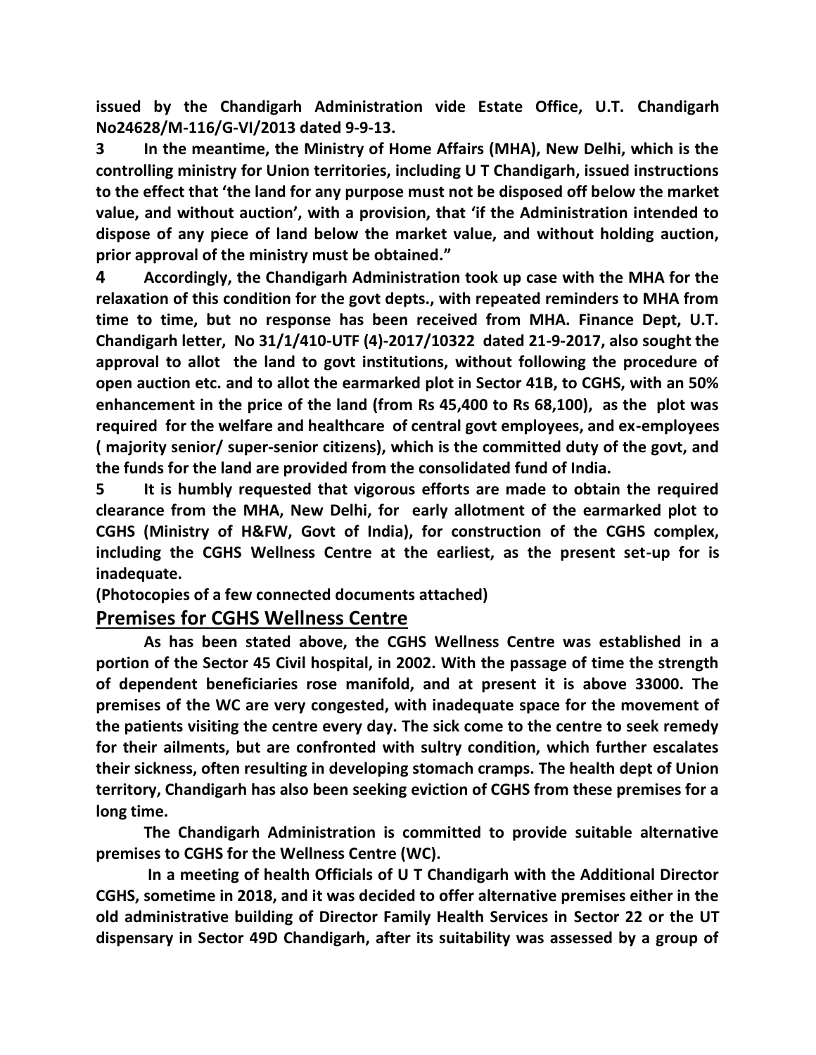**issued by the Chandigarh Administration vide Estate Office, U.T. Chandigarh No24628/M-116/G-VI/2013 dated 9-9-13.**

**3 In the meantime, the Ministry of Home Affairs (MHA), New Delhi, which is the controlling ministry for Union territories, including U T Chandigarh, issued instructions to the effect that 'the land for any purpose must not be disposed off below the market value, and without auction', with a provision, that 'if the Administration intended to dispose of any piece of land below the market value, and without holding auction, prior approval of the ministry must be obtained."**

**4 Accordingly, the Chandigarh Administration took up case with the MHA for the relaxation of this condition for the govt depts., with repeated reminders to MHA from time to time, but no response has been received from MHA. Finance Dept, U.T. Chandigarh letter, No 31/1/410-UTF (4)-2017/10322 dated 21-9-2017, also sought the approval to allot the land to govt institutions, without following the procedure of open auction etc. and to allot the earmarked plot in Sector 41B, to CGHS, with an 50% enhancement in the price of the land (from Rs 45,400 to Rs 68,100), as the plot was required for the welfare and healthcare of central govt employees, and ex-employees ( majority senior/ super-senior citizens), which is the committed duty of the govt, and the funds for the land are provided from the consolidated fund of India.**

**5 It is humbly requested that vigorous efforts are made to obtain the required clearance from the MHA, New Delhi, for early allotment of the earmarked plot to CGHS (Ministry of H&FW, Govt of India), for construction of the CGHS complex, including the CGHS Wellness Centre at the earliest, as the present set-up for is inadequate.**

**(Photocopies of a few connected documents attached)**

## Premises for CGHS Wellness Centre

**As has been stated above, the CGHS Wellness Centre was established in a portion of the Sector 45 Civil hospital, in 2002. With the passage of time the strength of dependent beneficiaries rose manifold, and at present it is above 33000. The premises of the WC are very congested, with inadequate space for the movement of the patients visiting the centre every day. The sick come to the centre to seek remedy for their ailments, but are confronted with sultry condition, which further escalates their sickness, often resulting in developing stomach cramps. The health dept of Union territory, Chandigarh has also been seeking eviction of CGHS from these premises for a long time.**

**The Chandigarh Administration is committed to provide suitable alternative premises to CGHS for the Wellness Centre (WC).**

**In a meeting of health Officials of U T Chandigarh with the Additional Director CGHS, sometime in 2018, and it was decided to offer alternative premises either in the old administrative building of Director Family Health Services in Sector 22 or the UT dispensary in Sector 49D Chandigarh, after its suitability was assessed by a group of**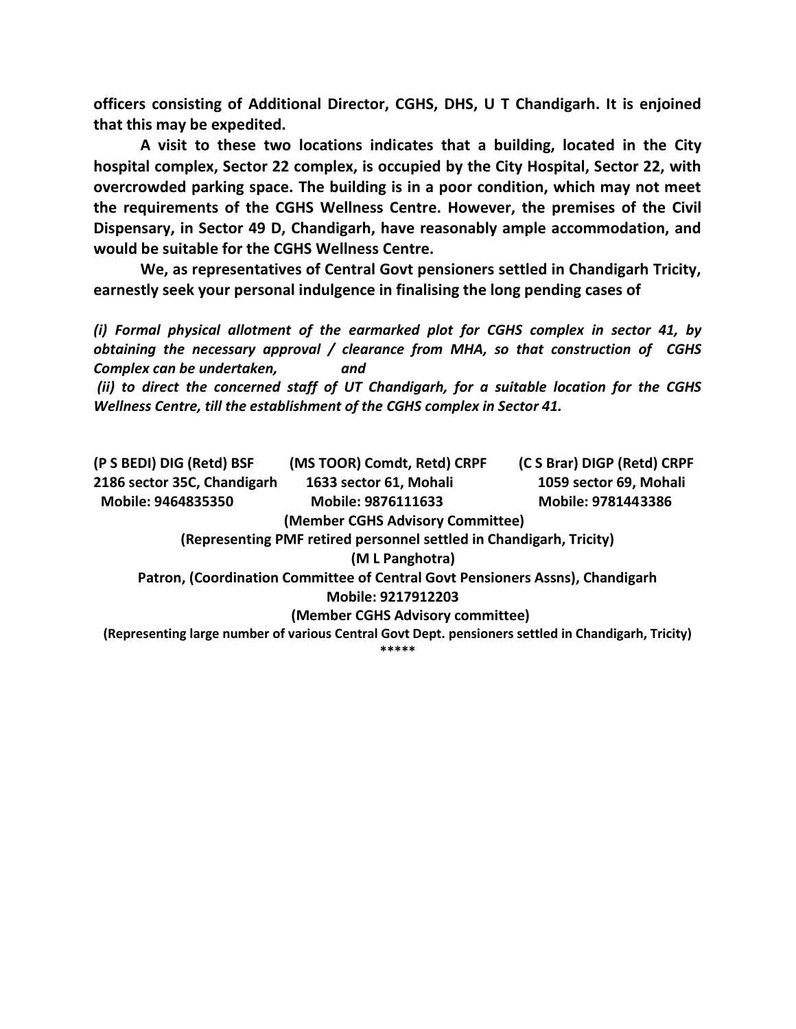**officers consisting of Additional Director, CGHS, DHS, U T Chandigarh. It is enjoined that this may be expedited.**

**A visit to these two locations indicates that a building, located in the City hospital complex, Sector 22 complex, is occupied by the City Hospital, Sector 22, with overcrowded parking space. The building is in a poor condition, which may not meet the requirements of the CGHS Wellness Centre. However, the premises of the Civil Dispensary, in Sector 49 D, Chandigarh, have reasonably ample accommodation, and would be suitable for the CGHS Wellness Centre.**

**We, as representatives of Central Govt pensioners settled in Chandigarh Tricity, earnestly seek your personal indulgence in finalising the long pending cases of**

***(i) Formal physical allotment of the earmarked plot for CGHS complex in sector 41, by obtaining the necessary approval / clearance from MHA, so that construction of CGHS Complex can be undertaken, and***

***(ii) to direct the concerned staff of UT Chandigarh, for a suitable location for the CGHS Wellness Centre, till the establishment of the CGHS complex in Sector 41.***

| | | |
|---|---|---|
| **(P S BEDI) DIG (Retd) BSF** | **(MS TOOR) Comdt, Retd) CRPF** | **(C S Brar) DIGP (Retd) CRPF** |
| **2186 sector 35C, Chandigarh** | **1633 sector 61, Mohali** | **1059 sector 69, Mohali** |
| **Mobile: 9464835350** | **Mobile: 9876111633** | **Mobile: 9781443386** |

**(Member CGHS Advisory Committee)**

**(Representing PMF retired personnel settled in Chandigarh, Tricity)**

**(M L Panghotra)**

**Patron, (Coordination Committee of Central Govt Pensioners Assns), Chandigarh**

**Mobile: 9217912203**

**(Member CGHS Advisory committee)**

**(Representing large number of various Central Govt Dept. pensioners settled in Chandigarh, Tricity)**

\*\*\*\*\*